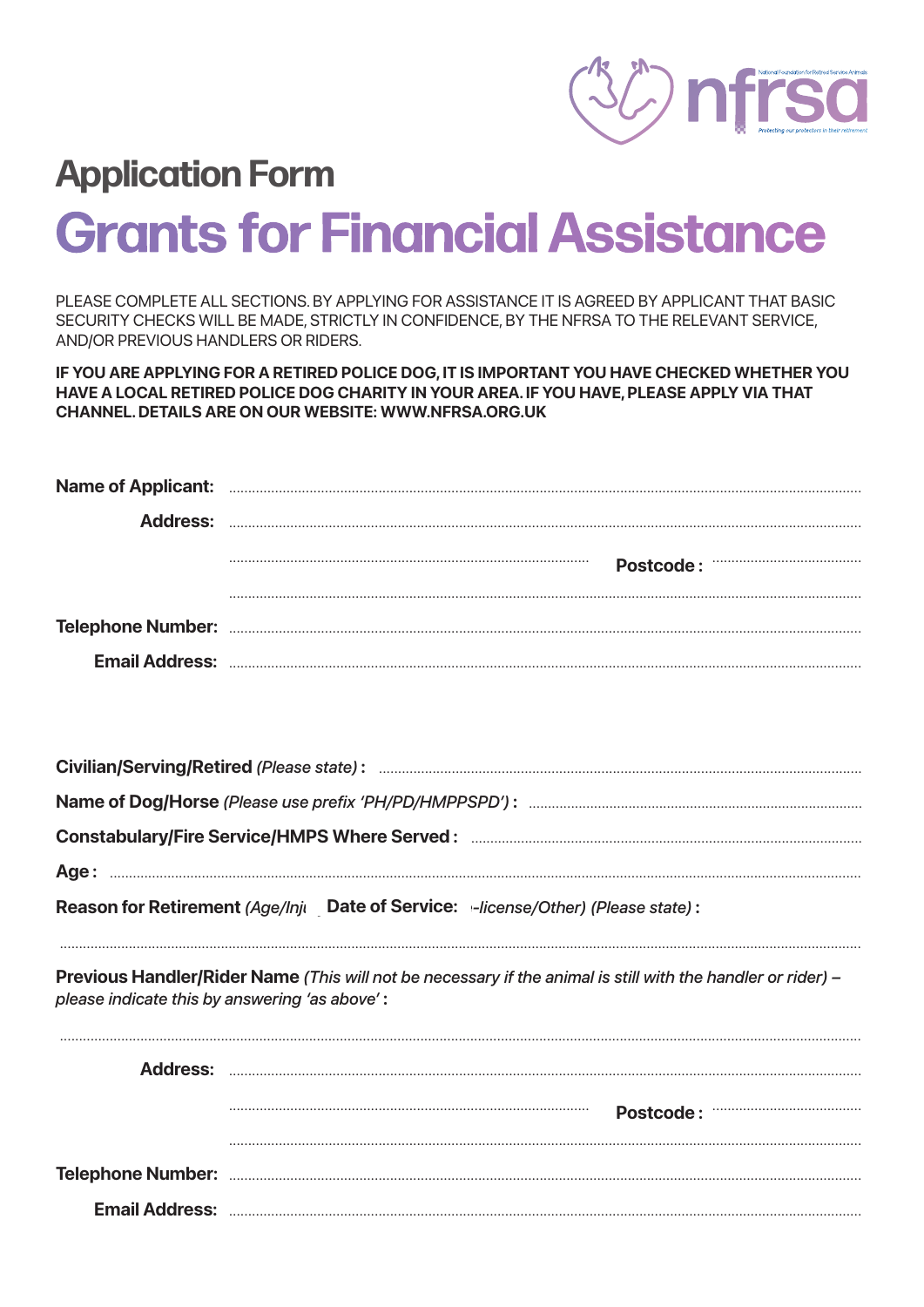# Application Form

# Grants for Financial Assistance

PLEASE COMPLETE ALL SECTIONS. BY APPLYING FOR ASSISTANCE IT IS AGREED BY APPLICANT THAT BASIC SECURITY CHECKS WILL BE MADE, STRICTLY IN CONFIDENCE, BY THE NFRSA TO THE RELEVANT SERVICE, AND/OR PREVIOUS HANDLERS OR RIDERS.

**IF YOU ARE APPLYING FOR A RETIRED POLICE DOG, IT IS IMPORTANT YOU HAVE CHECKED WHETHER YOU HAVE A LOCAL RETIRED POLICE DOG CHARITY IN YOUR AREA. IF YOU HAVE, PLEASE APPLY VIA THAT CHANNEL. DETAILS ARE ON OUR WEBSITE: WWW.NFRSA.ORG.UK**

**Name of Applicant:** ...............................................................

**Address:** ...............................................................

............................................... **Postcode :** ..............................

...............................................................

**Telephone Number:** ...............................................................

**Email Address:** ...............................................................

**Civilian/Serving/Retired** *(Please state)* **:** ...............................................................

**Name of Dog/Horse** *(Please use prefix 'PH/PD/HMPPSPD')* **:** ...............................................................

**Constabulary/Fire Service/HMPS Where Served :** ...............................................................

**Age :** ...............................................................

**Reason for Retirement** *(Age/Inj*  **Date of Service:**  *-license/Other) (Please state)* **:**

...............................................................

**Previous Handler/Rider Name** *(This will not be necessary if the animal is still with the handler or rider) – please indicate this by answering 'as above'* **:**

...............................................................

**Address:** ...............................................................

............................................... **Postcode :** ..............................

...............................................................

**Telephone Number:** ...............................................................

**Email Address:** ...............................................................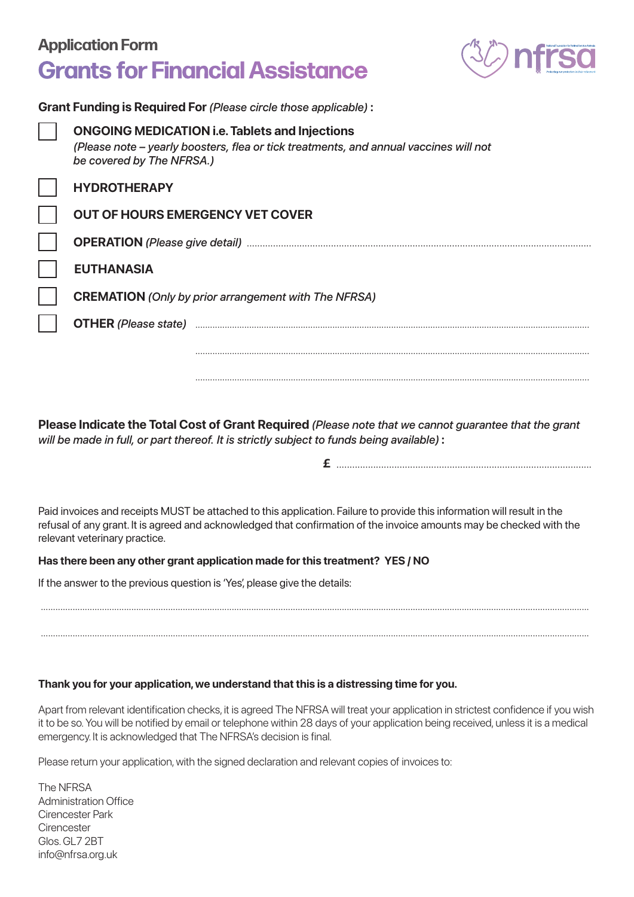# Application Form

## Grants for Financial Assistance

**Grant Funding is Required For** *(Please circle those applicable)* **:**

- [ ] **ONGOING MEDICATION i.e. Tablets and Injections**
  *(Please note – yearly boosters, flea or tick treatments, and annual vaccines will not be covered by The NFRSA.)*
- [ ] **HYDROTHERAPY**
- [ ] **OUT OF HOURS EMERGENCY VET COVER**
- [ ] **OPERATION** *(Please give detail)* ..............................................................................................................
- [ ] **EUTHANASIA**
- [ ] **CREMATION** *(Only by prior arrangement with The NFRSA)*
- [ ] **OTHER** *(Please state)* ..............................................................................................................

..............................................................................................................

..............................................................................................................

**Please Indicate the Total Cost of Grant Required** *(Please note that we cannot guarantee that the grant will be made in full, or part thereof. It is strictly subject to funds being available)* **:**

**£** ..............................................................................................

Paid invoices and receipts MUST be attached to this application. Failure to provide this information will result in the refusal of any grant. It is agreed and acknowledged that confirmation of the invoice amounts may be checked with the relevant veterinary practice.

**Has there been any other grant application made for this treatment? YES / NO**

If the answer to the previous question is 'Yes', please give the details:

..............................................................................................................................................................................

..............................................................................................................................................................................

**Thank you for your application, we understand that this is a distressing time for you.**

Apart from relevant identification checks, it is agreed The NFRSA will treat your application in strictest confidence if you wish it to be so. You will be notified by email or telephone within 28 days of your application being received, unless it is a medical emergency. It is acknowledged that The NFRSA's decision is final.

Please return your application, with the signed declaration and relevant copies of invoices to:

The NFRSA
Administration Office
Cirencester Park
Cirencester
Glos. GL7 2BT
info@nfrsa.org.uk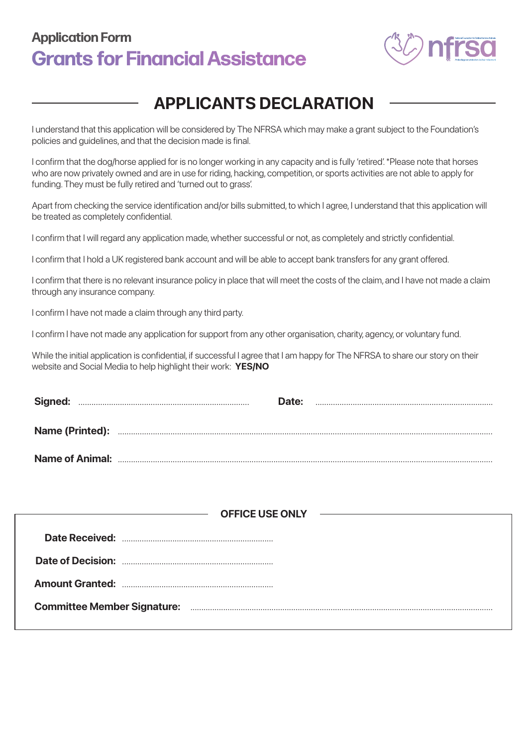Application Form

# Grants for Financial Assistance

## APPLICANTS DECLARATION

I understand that this application will be considered by The NFRSA which may make a grant subject to the Foundation's policies and guidelines, and that the decision made is final.

I confirm that the dog/horse applied for is no longer working in any capacity and is fully 'retired'. *Please note that horses who are now privately owned and are in use for riding, hacking, competition, or sports activities are not able to apply for funding. They must be fully retired and 'turned out to grass'.

Apart from checking the service identification and/or bills submitted, to which I agree, I understand that this application will be treated as completely confidential.

I confirm that I will regard any application made, whether successful or not, as completely and strictly confidential.

I confirm that I hold a UK registered bank account and will be able to accept bank transfers for any grant offered.

I confirm that there is no relevant insurance policy in place that will meet the costs of the claim, and I have not made a claim through any insurance company.

I confirm I have not made a claim through any third party.

I confirm I have not made any application for support from any other organisation, charity, agency, or voluntary fund.

While the initial application is confidential, if successful I agree that I am happy for The NFRSA to share our story on their website and Social Media to help highlight their work: **YES/NO**

**Signed:** ............................................ **Date:** ............................................

**Name (Printed):** ............................................

**Name of Animal:** ............................................

### OFFICE USE ONLY

**Date Received:** ............................................

**Date of Decision:** ............................................

**Amount Granted:** ............................................

**Committee Member Signature:** ............................................